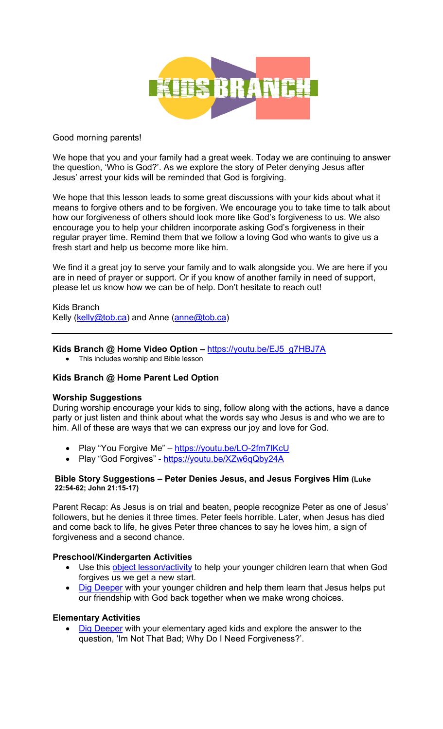Good morning parents!

We hope that you and your family had a great week. Today we are continuing to answer the question, 'Who is God?'. As we explore the story of Peter denying Jesus after Jesus' arrest your kids will be reminded that God is forgiving.

We hope that this lesson leads to some great discussions with your kids about what it means to forgive others and to be forgiven. We encourage you to take time to talk about how our forgiveness of others should look more like God's forgiveness to us. We also encourage you to help your children incorporate asking God's forgiveness in their regular prayer time. Remind them that we follow a loving God who wants to give us a fresh start and help us become more like him.

We find it a great joy to serve your family and to walk alongside you. We are here if you are in need of prayer or support. Or if you know of another family in need of support, please let us know how we can be of help. Don't hesitate to reach out!

Kids Branch
Kelly (kelly@tob.ca) and Anne (anne@tob.ca)

---

**Kids Branch @ Home Video Option –** https://youtu.be/EJ5_g7HBJ7A

- This includes worship and Bible lesson

**Kids Branch @ Home Parent Led Option**

**Worship Suggestions**
During worship encourage your kids to sing, follow along with the actions, have a dance party or just listen and think about what the words say who Jesus is and who we are to him. All of these are ways that we can express our joy and love for God.

- Play "You Forgive Me" – https://youtu.be/LO-2fm7IKcU
- Play "God Forgives" - https://youtu.be/XZw6qQby24A

**Bible Story Suggestions – Peter Denies Jesus, and Jesus Forgives Him (Luke 22:54-62; John 21:15-17)**

Parent Recap: As Jesus is on trial and beaten, people recognize Peter as one of Jesus' followers, but he denies it three times. Peter feels horrible. Later, when Jesus has died and come back to life, he gives Peter three chances to say he loves him, a sign of forgiveness and a second chance.

**Preschool/Kindergarten Activities**

- Use this object lesson/activity to help your younger children learn that when God forgives us we get a new start.
- Dig Deeper with your younger children and help them learn that Jesus helps put our friendship with God back together when we make wrong choices.

**Elementary Activities**

- Dig Deeper with your elementary aged kids and explore the answer to the question, 'Im Not That Bad; Why Do I Need Forgiveness?'.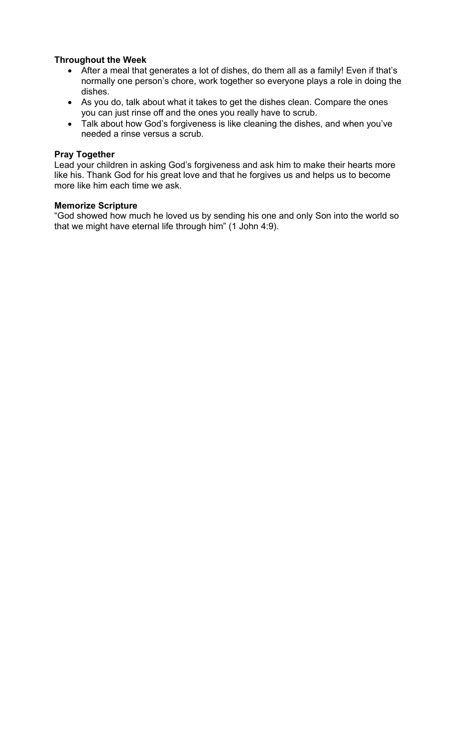**Throughout the Week**

- After a meal that generates a lot of dishes, do them all as a family! Even if that's normally one person's chore, work together so everyone plays a role in doing the dishes.
- As you do, talk about what it takes to get the dishes clean. Compare the ones you can just rinse off and the ones you really have to scrub.
- Talk about how God's forgiveness is like cleaning the dishes, and when you've needed a rinse versus a scrub.

**Pray Together**

Lead your children in asking God's forgiveness and ask him to make their hearts more like his. Thank God for his great love and that he forgives us and helps us to become more like him each time we ask.

**Memorize Scripture**

"God showed how much he loved us by sending his one and only Son into the world so that we might have eternal life through him" (1 John 4:9).